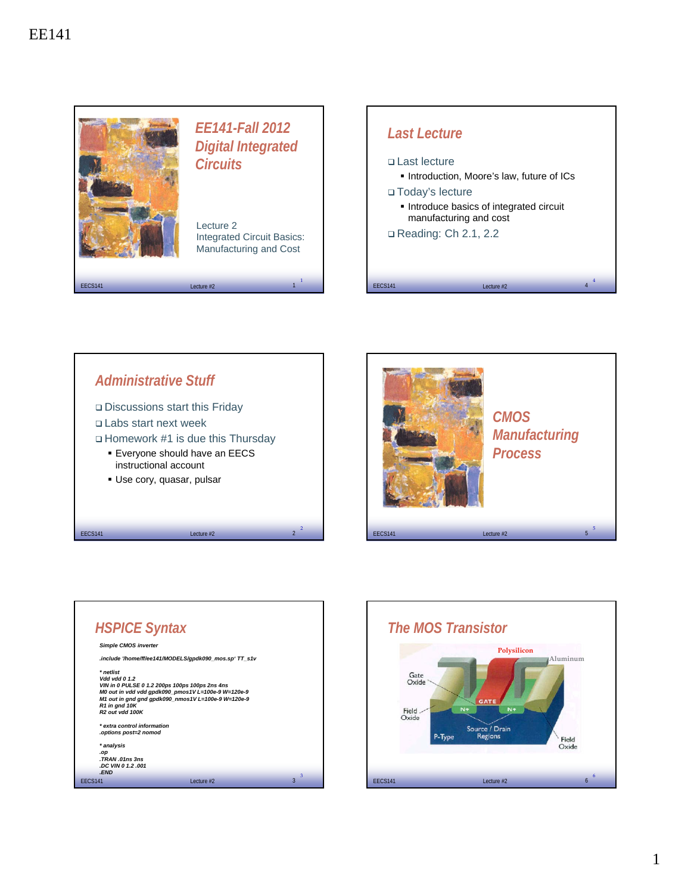# EE141-Fall 2012 Digital Integrated Circuits

Lecture 2
Integrated Circuit Basics: Manufacturing and Cost

## Administrative Stuff

- Discussions start this Friday
- Labs start next week
- Homework #1 is due this Thursday
  - Everyone should have an EECS instructional account
  - Use cory, quasar, pulsar

## HSPICE Syntax

```
Simple CMOS inverter

.include '/home/ff/ee141/MODELS/gpdk090_mos.sp' TT_s1v

* netlist
Vdd vdd 0 1.2
VIN in 0 PULSE 0 1.2 200ps 100ps 100ps 2ns 4ns
M0 out in vdd vdd gpdk090_pmos1V L=100e-9 W=120e-9
M1 out in gnd gnd gpdk090_nmos1V L=100e-9 W=120e-9
R1 in gnd 10K
R2 out vdd 100K

* extra control information
.options post=2 nomod

* analysis
.op
.TRAN .01ns 3ns
.DC VIN 0 1.2 .001
.END
```

## Last Lecture

- Last lecture
  - Introduction, Moore's law, future of ICs
- Today's lecture
  - Introduce basics of integrated circuit manufacturing and cost
- Reading: Ch 2.1, 2.2

## CMOS Manufacturing Process

## The MOS Transistor

Polysilicon, Aluminum, Gate Oxide, Field Oxide, GATE, N+, N+, P-Type, Source / Drain Regions, Field Oxide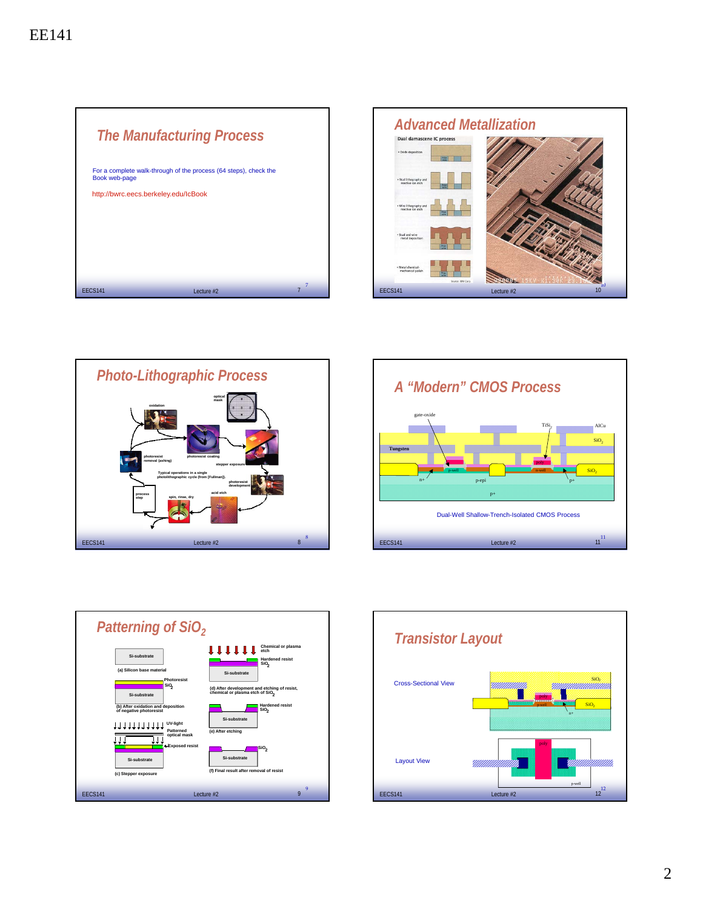## The Manufacturing Process

For a complete walk-through of the process (64 steps), check the Book web-page

http://bwrc.eecs.berkeley.edu/IcBook

## Advanced Metallization

Dual damascene IC process

- Oxide deposition
- Stud lithography and reactive ion etch
- Wire lithography and reactive ion etch
- Stud and wire metal deposition
- Metal chemical-mechanical polish

Source: IBM Corp.

## Photo-Lithographic Process

oxidation

optical mask

photoresist coating

photoresist removal (ashing)

stepper exposure

Typical operations in a single photolithographic cycle (from [Fullman]).

photoresist development

process step

spin, rinse, dry

acid etch

## A "Modern" CMOS Process

gate-oxide

$TiSi_2$

AlCu

$SiO_2$

Tungsten

poly

p-well

n-well

$SiO_2$

n+

p-epi

p+

p+

Dual-Well Shallow-Trench-Isolated CMOS Process

## Patterning of $SiO_2$

Si-substrate

(a) Silicon base material

Photoresist

$SiO_2$

Si-substrate

(b) After oxidation and deposition of negative photoresist

UV-light

Patterned optical mask

Exposed resist

Si-substrate

(c) Stepper exposure

Chemical or plasma etch

Hardened resist

$SiO_2$

Si-substrate

(d) After development and etching of resist, chemical or plasma etch of $SiO_2$

Hardened resist

$SiO_2$

Si-substrate

(e) After etching

$SiO_2$

Si-substrate

(f) Final result after removal of resist

## Transistor Layout

Cross-Sectional View

$SiO_2$

poly

p-well

$SiO_2$

n+

Layout View

poly

p-well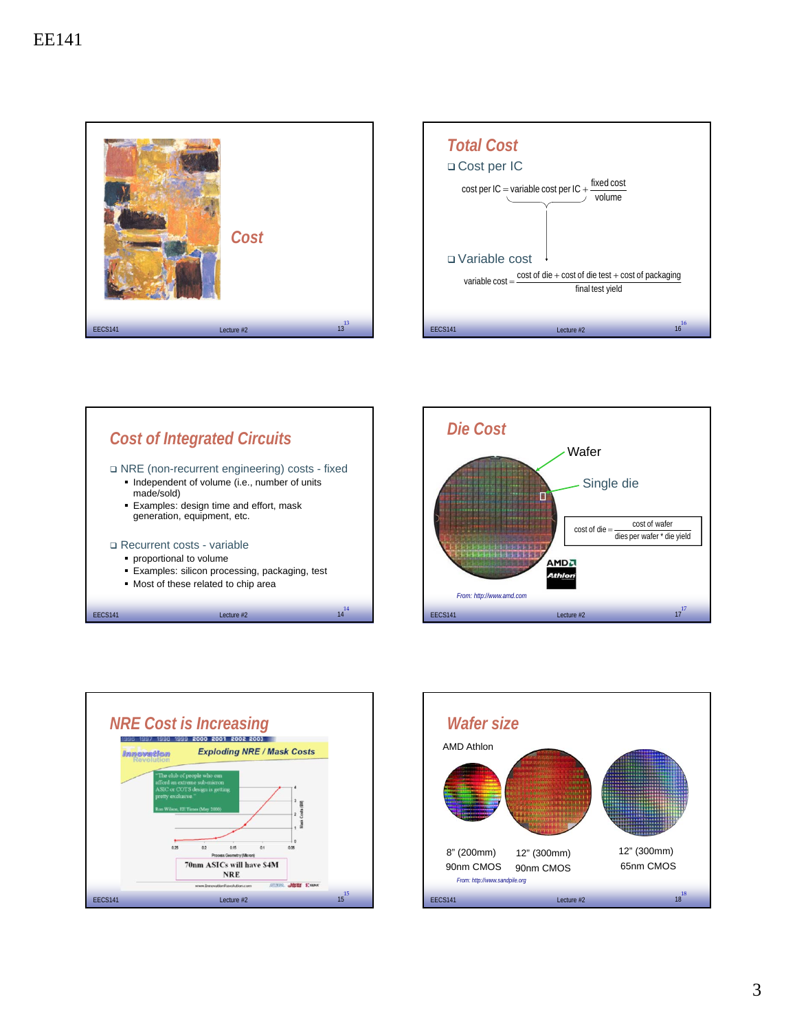## Cost

## Cost of Integrated Circuits

- NRE (non-recurrent engineering) costs - fixed
  - Independent of volume (i.e., number of units made/sold)
  - Examples: design time and effort, mask generation, equipment, etc.
- Recurrent costs - variable
  - proportional to volume
  - Examples: silicon processing, packaging, test
  - Most of these related to chip area

## NRE Cost is Increasing

Exploding NRE / Mask Costs

"The club of people who can afford an extreme sub-micron ASIC or COTS design is getting pretty exclusive." Ron Wilson, EE Times (May 2000)

70nm ASICs will have \$4M NRE

## Total Cost

- Cost per IC

$$\text{cost per IC} = \text{variable cost per IC} + \frac{\text{fixed cost}}{\text{volume}}$$

- Variable cost

$$\text{variable cost} = \frac{\text{cost of die} + \text{cost of die test} + \text{cost of packaging}}{\text{final test yield}}$$

## Die Cost

Wafer

Single die

$$\text{cost of die} = \frac{\text{cost of wafer}}{\text{dies per wafer} * \text{die yield}}$$

From: http://www.amd.com

## Wafer size

AMD Athlon

| 8" (200mm) 90nm CMOS | 12" (300mm) 90nm CMOS | 12" (300mm) 65nm CMOS |
|---|---|---|

From: http://www.sandpile.org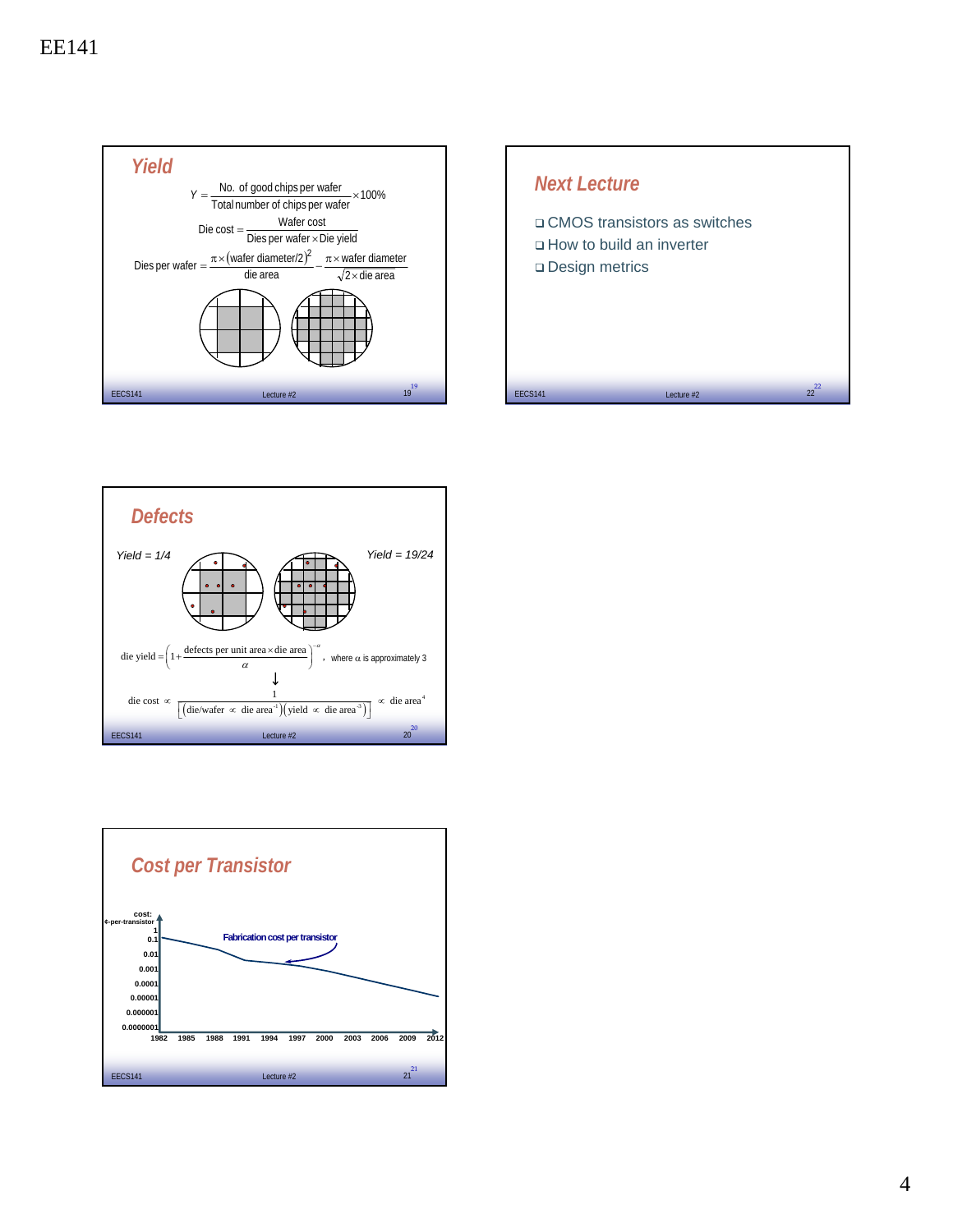## Yield

$$Y = \frac{\text{No. of good chips per wafer}}{\text{Total number of chips per wafer}} \times 100\%$$

$$\text{Die cost} = \frac{\text{Wafer cost}}{\text{Dies per wafer} \times \text{Die yield}}$$

$$\text{Dies per wafer} = \frac{\pi \times (\text{wafer diameter}/2)^2}{\text{die area}} - \frac{\pi \times \text{wafer diameter}}{\sqrt{2 \times \text{die area}}}$$

## Next Lecture

- CMOS transistors as switches
- How to build an inverter
- Design metrics

## Defects

Yield = 1/4

Yield = 19/24

$$\text{die yield} = \left(1 + \frac{\text{defects per unit area} \times \text{die area}}{\alpha}\right)^{-\alpha}$$, where $\alpha$ is approximately 3

↓

$$\text{die cost} \propto \frac{1}{\left[(\text{die/wafer} \propto \text{die area}^{-1})(\text{yield} \propto \text{die area}^{-3})\right]} \propto \text{die area}^4$$

## Cost per Transistor

cost: ¢-per-transistor

1

0.1

0.01

0.001

0.0001

0.00001

0.000001

0.0000001

1982 1985 1988 1991 1994 1997 2000 2003 2006 2009 2012

Fabrication cost per transistor